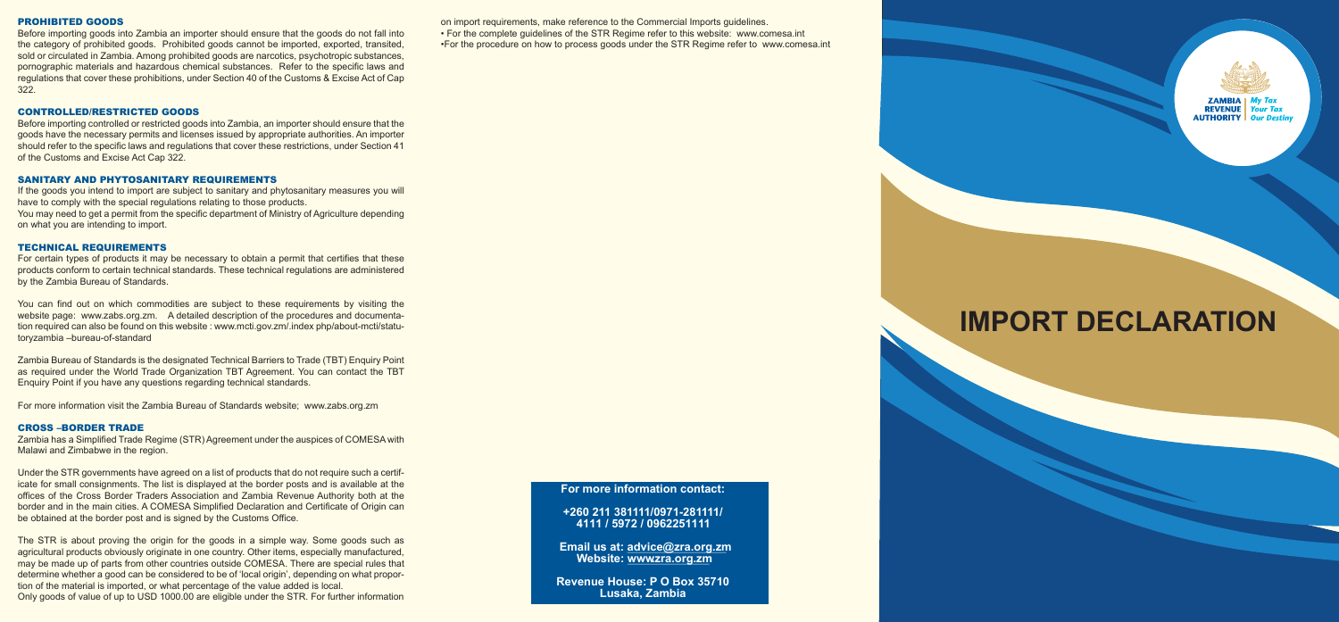## PROHIBITED GOODS

Before importing goods into Zambia an importer should ensure that the goods do not fall into the category of prohibited goods. Prohibited goods cannot be imported, exported, transited, sold or circulated in Zambia. Among prohibited goods are narcotics, psychotropic substances, pornographic materials and hazardous chemical substances. Refer to the specific laws and regulations that cover these prohibitions, under Section 40 of the Customs & Excise Act of Cap 322.

## CONTROLLED/RESTRICTED GOODS

Before importing controlled or restricted goods into Zambia, an importer should ensure that the goods have the necessary permits and licenses issued by appropriate authorities. An importer should refer to the specific laws and regulations that cover these restrictions, under Section 41 of the Customs and Excise Act Cap 322.

## SANITARY AND PHYTOSANITARY REQUIREMENTS

If the goods you intend to import are subject to sanitary and phytosanitary measures you will have to comply with the special regulations relating to those products.
You may need to get a permit from the specific department of Ministry of Agriculture depending on what you are intending to import.

## TECHNICAL REQUIREMENTS

For certain types of products it may be necessary to obtain a permit that certifies that these products conform to certain technical standards. These technical regulations are administered by the Zambia Bureau of Standards.

You can find out on which commodities are subject to these requirements by visiting the website page: www.zabs.org.zm. A detailed description of the procedures and documentation required can also be found on this website : www.mcti.gov.zm/.index php/about-mcti/statutoryzambia –bureau-of-standard

Zambia Bureau of Standards is the designated Technical Barriers to Trade (TBT) Enquiry Point as required under the World Trade Organization TBT Agreement. You can contact the TBT Enquiry Point if you have any questions regarding technical standards.

For more information visit the Zambia Bureau of Standards website; www.zabs.org.zm

## CROSS –BORDER TRADE

Zambia has a Simplified Trade Regime (STR) Agreement under the auspices of COMESA with Malawi and Zimbabwe in the region.

Under the STR governments have agreed on a list of products that do not require such a certificate for small consignments. The list is displayed at the border posts and is available at the offices of the Cross Border Traders Association and Zambia Revenue Authority both at the border and in the main cities. A COMESA Simplified Declaration and Certificate of Origin can be obtained at the border post and is signed by the Customs Office.

The STR is about proving the origin for the goods in a simple way. Some goods such as agricultural products obviously originate in one country. Other items, especially manufactured, may be made up of parts from other countries outside COMESA. There are special rules that determine whether a good can be considered to be of 'local origin', depending on what proportion of the material is imported, or what percentage of the value added is local.
Only goods of value of up to USD 1000.00 are eligible under the STR. For further information on import requirements, make reference to the Commercial Imports guidelines.

- For the complete guidelines of the STR Regime refer to this website: www.comesa.int
- For the procedure on how to process goods under the STR Regime refer to www.comesa.int

**For more information contact:**

**+260 211 381111/0971-281111/ 4111 / 5972 / 0962251111**

**Email us at: advice@zra.org.zm**
**Website: wwwzra.org.zm**

**Revenue House: P O Box 35710 Lusaka, Zambia**

ZAMBIA REVENUE AUTHORITY | My Tax Your Tax Our Destiny

# IMPORT DECLARATION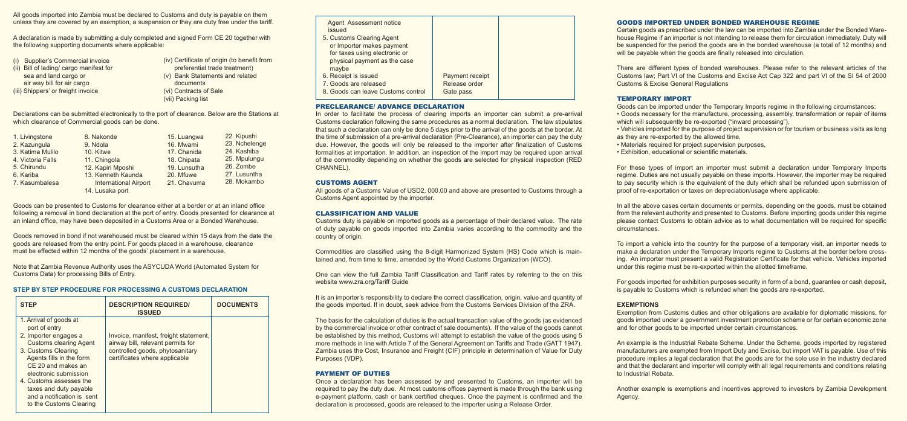All goods imported into Zambia must be declared to Customs and duty is payable on them unless they are covered by an exemption, a suspension or they are duty free under the tariff.

A declaration is made by submitting a duly completed and signed Form CE 20 together with the following supporting documents where applicable:

(i) Supplier's Commercial invoice
(ii) Bill of lading/ cargo manifest for sea and land cargo or air way bill for air cargo
(iii) Shippers' or freight invoice
(iv) Certificate of origin (to benefit from preferential trade treatment)
(v) Bank Statements and related documents
(vi) Contracts of Sale
(vii) Packing list

Declarations can be submitted electronically to the port of clearance. Below are the Stations at which clearance of Commercial goods can be done.

1. Livingstone
2. Kazungula
3. Katima Mulilo
4. Victoria Falls
5. Chirundu
6. Kariba
7. Kasumbalesa
8. Nakonde
9. Ndola
10. Kitwe
11. Chingola
12. Kapiri Mposhi
13. Kenneth Kaunda International Airport
14. Lusaka port
15. Luangwa
16. Mwami
17. Chanida
18. Chipata
19. Lunsutha
20. Mfuwe
21. Chavuma
22. Kipushi
23. Nchelenge
24. Kashiba
25. Mpulungu
26. Zombe
27. Lusuntha
28. Mokambo

Goods can be presented to Customs for clearance either at a border or at an inland office following a removal in bond declaration at the port of entry. Goods presented for clearance at an inland office, may have been deposited in a Customs Area or a Bonded Warehouse.

Goods removed in bond if not warehoused must be cleared within 15 days from the date the goods are released from the entry point. For goods placed in a warehouse, clearance must be effected within 12 months of the goods' placement in a warehouse.

Note that Zambia Revenue Authority uses the ASYCUDA World (Automated System for Customs Data) for processing Bills of Entry.

### STEP BY STEP PROCEDURE FOR PROCESSING A CUSTOMS DECLARATION

| STEP | DESCRIPTION REQUIRED/ ISSUED | DOCUMENTS |
|---|---|---|
| 1. Arrival of goods at port of entry | | |
| 2. Importer engages a Customs clearing Agent | Invoice, manifest, freight statement, airway bill, relevant permits for controlled goods, phytosanitary certificates where applicable | |
| 3. Customs Clearing Agents fills in the form CE 20 and makes an electronic submission | | |
| 4. Customs assesses the taxes and duty payable and a notification is sent to the Customs Clearing Agent Assessment notice issued | | |
| 5. Customs Clearing Agent or Importer makes payment for taxes using electronic or physical payment as the case maybe | | |
| 6. Receipt is issued | Payment receipt | |
| 7. Goods are released | Release order | |
| 8. Goods can leave Customs control | Gate pass | |

## PRECLEARANCE/ ADVANCE DECLARATION

In order to facilitate the process of clearing imports an importer can submit a pre-arrival Customs declaration following the same procedures as a normal declaration. The law stipulates that such a declaration can only be done 5 days prior to the arrival of the goods at the border. At the time of submission of a pre-arrival declaration (Pre-Clearance), an importer can pay the duty due. However, the goods will only be released to the importer after finalization of Customs formalities at importation. In addition, an inspection of the import may be required upon arrival of the commodity depending on whether the goods are selected for physical inspection (RED CHANNEL).

## CUSTOMS AGENT

All goods of a Customs Value of USD2, 000.00 and above are presented to Customs through a Customs Agent appointed by the importer.

## CLASSIFICATION AND VALUE

Customs duty is payable on imported goods as a percentage of their declared value. The rate of duty payable on goods imported into Zambia varies according to the commodity and the country of origin.

Commodities are classified using the 8-digit Harmonized System (HS) Code which is maintained and, from time to time, amended by the World Customs Organization (WCO).

One can view the full Zambia Tariff Classification and Tariff rates by referring to the on this website www.zra.org/Tariff Guide

It is an importer's responsibility to declare the correct classification, origin, value and quantity of the goods imported. If in doubt, seek advice from the Customs Services Division of the ZRA.

The basis for the calculation of duties is the actual transaction value of the goods (as evidenced by the commercial invoice or other contract of sale documents). If the value of the goods cannot be established by this method, Customs will attempt to establish the value of the goods using 5 more methods in line with Article 7 of the General Agreement on Tariffs and Trade (GATT 1947). Zambia uses the Cost, Insurance and Freight (CIF) principle in determination of Value for Duty Purposes (VDP).

## PAYMENT OF DUTIES

Once a declaration has been assessed by and presented to Customs, an importer will be required to pay the duty due. At most customs offices payment is made through the bank using e-payment platform, cash or bank certified cheques. Once the payment is confirmed and the declaration is processed, goods are released to the importer using a Release Order.

## GOODS IMPORTED UNDER BONDED WAREHOUSE REGIME

Certain goods as prescribed under the law can be imported into Zambia under the Bonded Warehouse Regime if an importer is not intending to release them for circulation immediately. Duty will be suspended for the period the goods are in the bonded warehouse (a total of 12 months) and will be payable when the goods are finally released into circulation.

There are different types of bonded warehouses. Please refer to the relevant articles of the Customs law; Part VI of the Customs and Excise Act Cap 322 and part VI of the SI 54 of 2000 Customs & Excise General Regulations

## TEMPORARY IMPORT

Goods can be imported under the Temporary Imports regime in the following circumstances:

- Goods necessary for the manufacture, processing, assembly, transformation or repair of items which will subsequently be re-exported ("inward processing"),
- Vehicles imported for the purpose of project supervision or for tourism or business visits as long as they are re-exported by the allowed time,
- Materials required for project supervision purposes,
- Exhibition, educational or scientific materials.

For these types of import an importer must submit a declaration under Temporary Imports regime. Duties are not usually payable on these imports. However, the importer may be required to pay security which is the equivalent of the duty which shall be refunded upon submission of proof of re-exportation or taxes on depreciation/usage where applicable.

In all the above cases certain documents or permits, depending on the goods, must be obtained from the relevant authority and presented to Customs. Before importing goods under this regime please contact Customs to obtain advice as to what documentation will be required for specific circumstances.

To import a vehicle into the country for the purpose of a temporary visit, an importer needs to make a declaration under the Temporary Imports regime to Customs at the border before crossing. An importer must present a valid Registration Certificate for that vehicle. Vehicles imported under this regime must be re-exported within the allotted timeframe.

For goods imported for exhibition purposes security in form of a bond, guarantee or cash deposit, is payable to Customs which is refunded when the goods are re-exported.

### EXEMPTIONS

Exemption from Customs duties and other obligations are available for diplomatic missions, for goods imported under a government investment promotion scheme or for certain economic zone and for other goods to be imported under certain circumstances.

An example is the Industrial Rebate Scheme. Under the Scheme, goods imported by registered manufacturers are exempted from Import Duty and Excise, but import VAT is payable. Use of this procedure implies a legal declaration that the goods are for the sole use in the industry declared and that the declarant and importer will comply with all legal requirements and conditions relating to Industrial Rebate.

Another example is exemptions and incentives approved to investors by Zambia Development Agency.